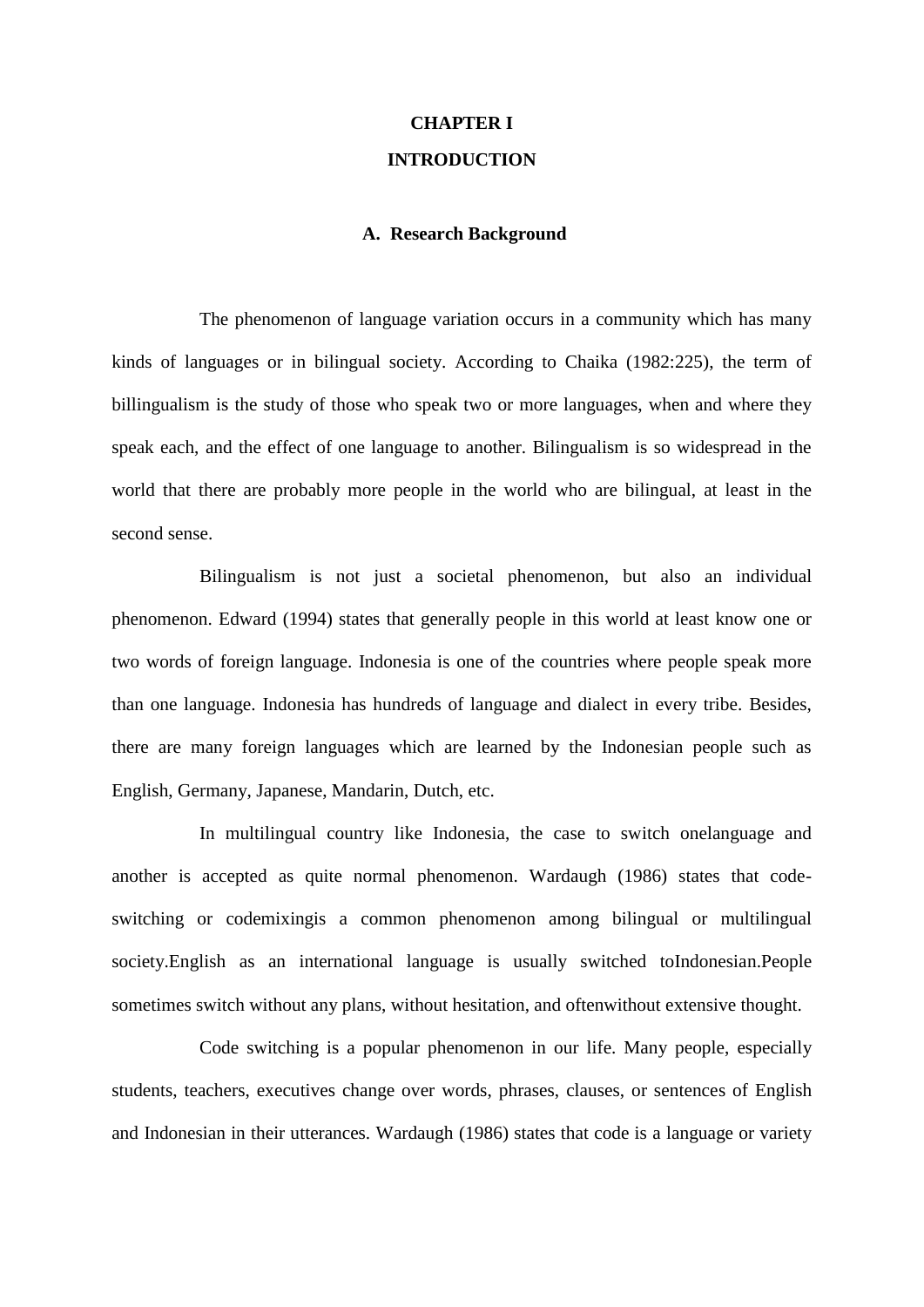# CHAPTER I

# INTRODUCTION

## A. Research Background

The phenomenon of language variation occurs in a community which has many kinds of languages or in bilingual society. According to Chaika (1982:225), the term of billingualism is the study of those who speak two or more languages, when and where they speak each, and the effect of one language to another. Bilingualism is so widespread in the world that there are probably more people in the world who are bilingual, at least in the second sense.

Bilingualism is not just a societal phenomenon, but also an individual phenomenon. Edward (1994) states that generally people in this world at least know one or two words of foreign language. Indonesia is one of the countries where people speak more than one language. Indonesia has hundreds of language and dialect in every tribe. Besides, there are many foreign languages which are learned by the Indonesian people such as English, Germany, Japanese, Mandarin, Dutch, etc.

In multilingual country like Indonesia, the case to switch onelanguage and another is accepted as quite normal phenomenon. Wardaugh (1986) states that code-switching or codemixingis a common phenomenon among bilingual or multilingual society.English as an international language is usually switched toIndonesian.People sometimes switch without any plans, without hesitation, and oftenwithout extensive thought.

Code switching is a popular phenomenon in our life. Many people, especially students, teachers, executives change over words, phrases, clauses, or sentences of English and Indonesian in their utterances. Wardaugh (1986) states that code is a language or variety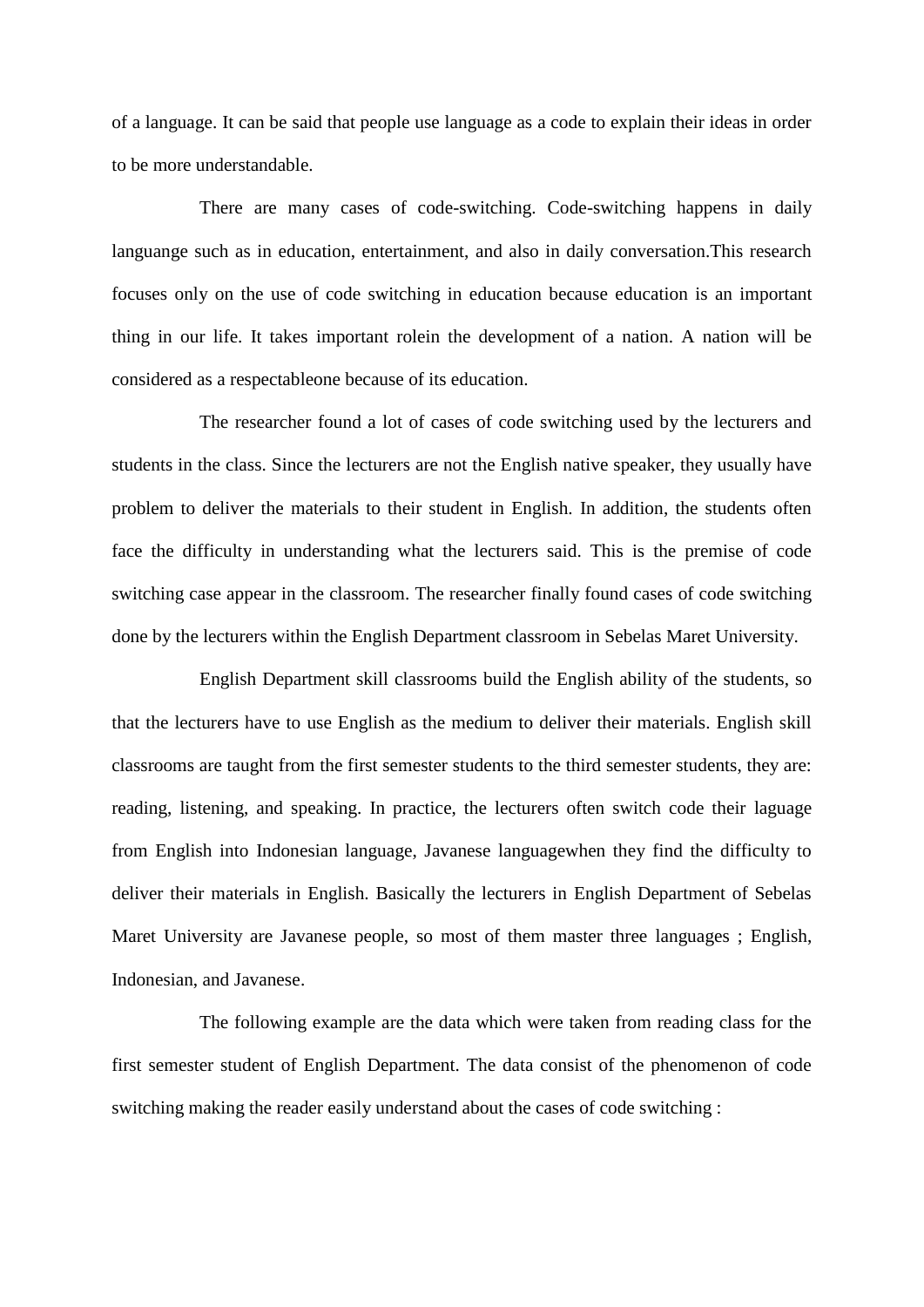of a language. It can be said that people use language as a code to explain their ideas in order to be more understandable.

There are many cases of code-switching. Code-switching happens in daily languange such as in education, entertainment, and also in daily conversation.This research focuses only on the use of code switching in education because education is an important thing in our life. It takes important rolein the development of a nation. A nation will be considered as a respectableone because of its education.

The researcher found a lot of cases of code switching used by the lecturers and students in the class. Since the lecturers are not the English native speaker, they usually have problem to deliver the materials to their student in English. In addition, the students often face the difficulty in understanding what the lecturers said. This is the premise of code switching case appear in the classroom. The researcher finally found cases of code switching done by the lecturers within the English Department classroom in Sebelas Maret University.

English Department skill classrooms build the English ability of the students, so that the lecturers have to use English as the medium to deliver their materials. English skill classrooms are taught from the first semester students to the third semester students, they are: reading, listening, and speaking. In practice, the lecturers often switch code their laguage from English into Indonesian language, Javanese languagewhen they find the difficulty to deliver their materials in English. Basically the lecturers in English Department of Sebelas Maret University are Javanese people, so most of them master three languages ; English, Indonesian, and Javanese.

The following example are the data which were taken from reading class for the first semester student of English Department. The data consist of the phenomenon of code switching making the reader easily understand about the cases of code switching :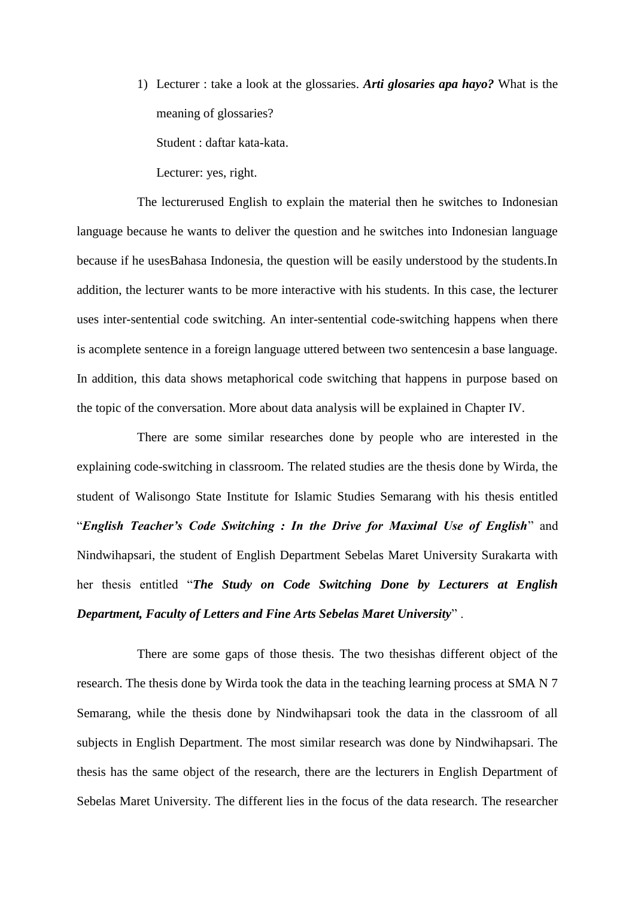1) Lecturer : take a look at the glossaries. ***Arti glosaries apa hayo?*** What is the meaning of glossaries?

   Student : daftar kata-kata.

   Lecturer: yes, right.

The lecturerused English to explain the material then he switches to Indonesian language because he wants to deliver the question and he switches into Indonesian language because if he usesBahasa Indonesia, the question will be easily understood by the students.In addition, the lecturer wants to be more interactive with his students. In this case, the lecturer uses inter-sentential code switching. An inter-sentential code-switching happens when there is acomplete sentence in a foreign language uttered between two sentencesin a base language. In addition, this data shows metaphorical code switching that happens in purpose based on the topic of the conversation. More about data analysis will be explained in Chapter IV.

There are some similar researches done by people who are interested in the explaining code-switching in classroom. The related studies are the thesis done by Wirda, the student of Walisongo State Institute for Islamic Studies Semarang with his thesis entitled "***English Teacher's Code Switching : In the Drive for Maximal Use of English***" and Nindwihapsari, the student of English Department Sebelas Maret University Surakarta with her thesis entitled "***The Study on Code Switching Done by Lecturers at English Department, Faculty of Letters and Fine Arts Sebelas Maret University***" .

There are some gaps of those thesis. The two thesishas different object of the research. The thesis done by Wirda took the data in the teaching learning process at SMA N 7 Semarang, while the thesis done by Nindwihapsari took the data in the classroom of all subjects in English Department. The most similar research was done by Nindwihapsari. The thesis has the same object of the research, there are the lecturers in English Department of Sebelas Maret University. The different lies in the focus of the data research. The researcher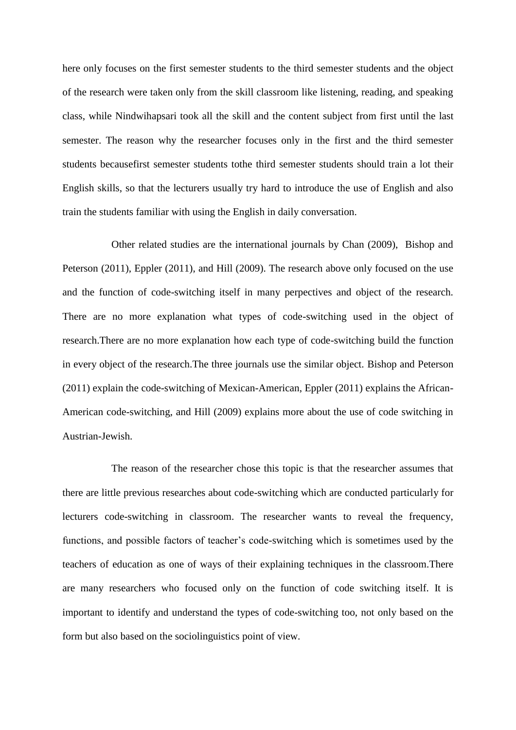here only focuses on the first semester students to the third semester students and the object of the research were taken only from the skill classroom like listening, reading, and speaking class, while Nindwihapsari took all the skill and the content subject from first until the last semester. The reason why the researcher focuses only in the first and the third semester students becausefirst semester students tothe third semester students should train a lot their English skills, so that the lecturers usually try hard to introduce the use of English and also train the students familiar with using the English in daily conversation.

Other related studies are the international journals by Chan (2009), Bishop and Peterson (2011), Eppler (2011), and Hill (2009). The research above only focused on the use and the function of code-switching itself in many perpectives and object of the research. There are no more explanation what types of code-switching used in the object of research.There are no more explanation how each type of code-switching build the function in every object of the research.The three journals use the similar object. Bishop and Peterson (2011) explain the code-switching of Mexican-American, Eppler (2011) explains the African-American code-switching, and Hill (2009) explains more about the use of code switching in Austrian-Jewish.

The reason of the researcher chose this topic is that the researcher assumes that there are little previous researches about code-switching which are conducted particularly for lecturers code-switching in classroom. The researcher wants to reveal the frequency, functions, and possible factors of teacher's code-switching which is sometimes used by the teachers of education as one of ways of their explaining techniques in the classroom.There are many researchers who focused only on the function of code switching itself. It is important to identify and understand the types of code-switching too, not only based on the form but also based on the sociolinguistics point of view.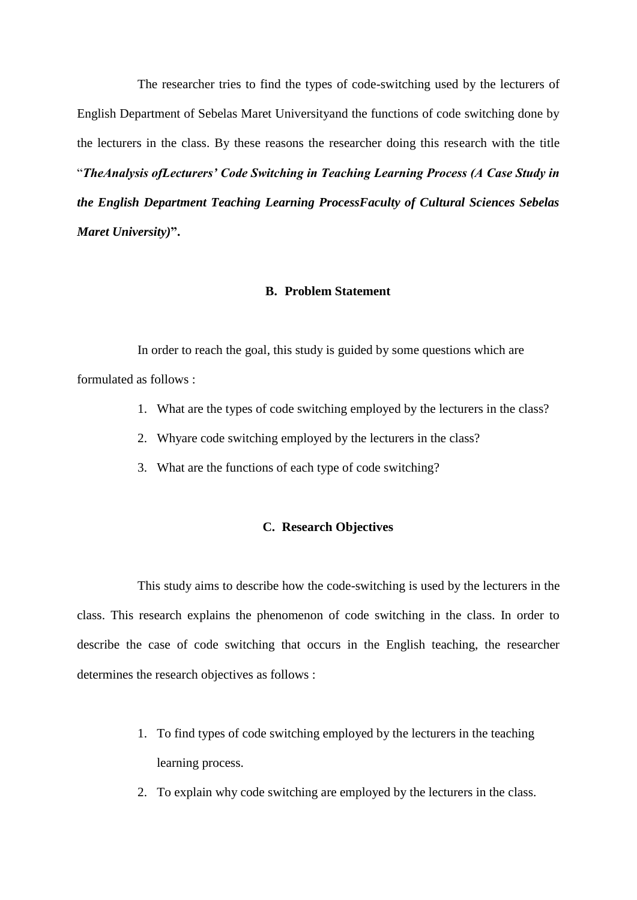The researcher tries to find the types of code-switching used by the lecturers of English Department of Sebelas Maret Universityand the functions of code switching done by the lecturers in the class. By these reasons the researcher doing this research with the title "***TheAnalysis ofLecturers' Code Switching in Teaching Learning Process (A Case Study in the English Department Teaching Learning ProcessFaculty of Cultural Sciences Sebelas Maret University)*".**

## B. Problem Statement

In order to reach the goal, this study is guided by some questions which are formulated as follows :

1. What are the types of code switching employed by the lecturers in the class?
2. Whyare code switching employed by the lecturers in the class?
3. What are the functions of each type of code switching?

## C. Research Objectives

This study aims to describe how the code-switching is used by the lecturers in the class. This research explains the phenomenon of code switching in the class. In order to describe the case of code switching that occurs in the English teaching, the researcher determines the research objectives as follows :

1. To find types of code switching employed by the lecturers in the teaching learning process.
2. To explain why code switching are employed by the lecturers in the class.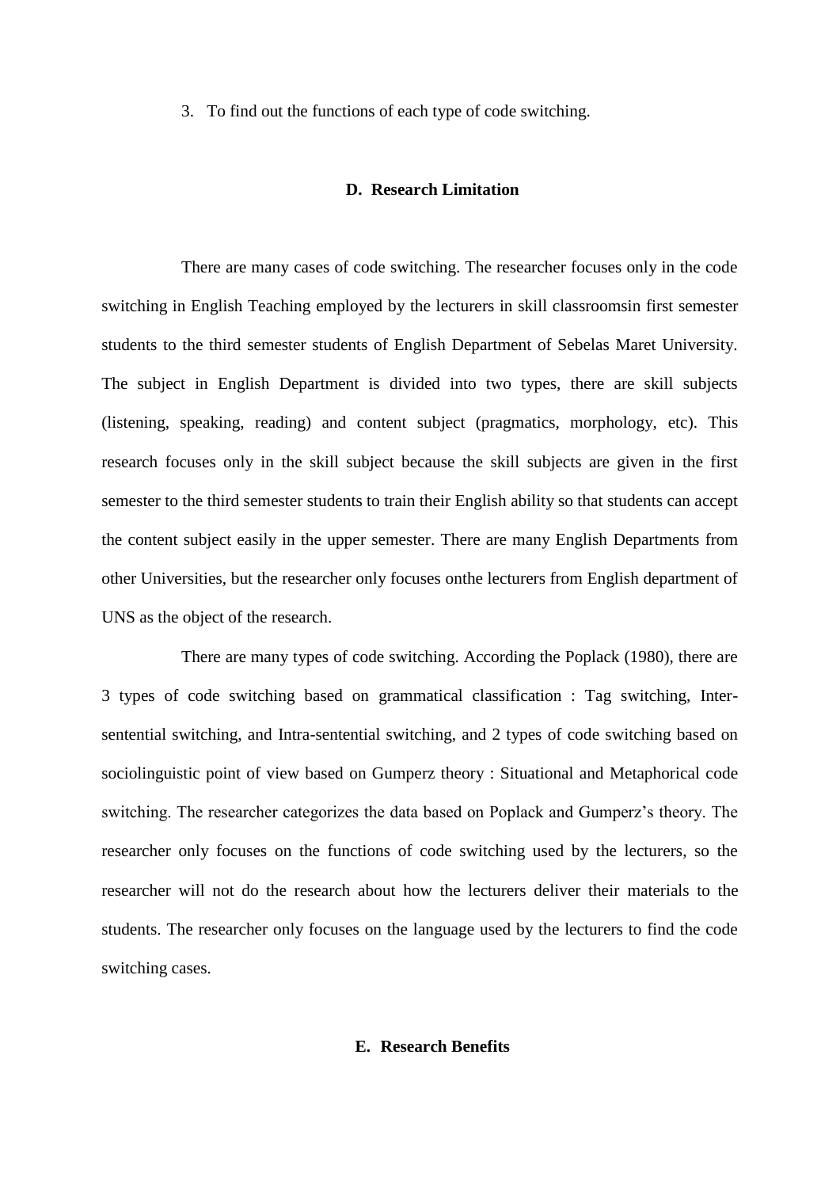3. To find out the functions of each type of code switching.

## D. Research Limitation

There are many cases of code switching. The researcher focuses only in the code switching in English Teaching employed by the lecturers in skill classroomsin first semester students to the third semester students of English Department of Sebelas Maret University. The subject in English Department is divided into two types, there are skill subjects (listening, speaking, reading) and content subject (pragmatics, morphology, etc). This research focuses only in the skill subject because the skill subjects are given in the first semester to the third semester students to train their English ability so that students can accept the content subject easily in the upper semester. There are many English Departments from other Universities, but the researcher only focuses onthe lecturers from English department of UNS as the object of the research.

There are many types of code switching. According the Poplack (1980), there are 3 types of code switching based on grammatical classification : Tag switching, Inter-sentential switching, and Intra-sentential switching, and 2 types of code switching based on sociolinguistic point of view based on Gumperz theory : Situational and Metaphorical code switching. The researcher categorizes the data based on Poplack and Gumperz's theory. The researcher only focuses on the functions of code switching used by the lecturers, so the researcher will not do the research about how the lecturers deliver their materials to the students. The researcher only focuses on the language used by the lecturers to find the code switching cases.

## E. Research Benefits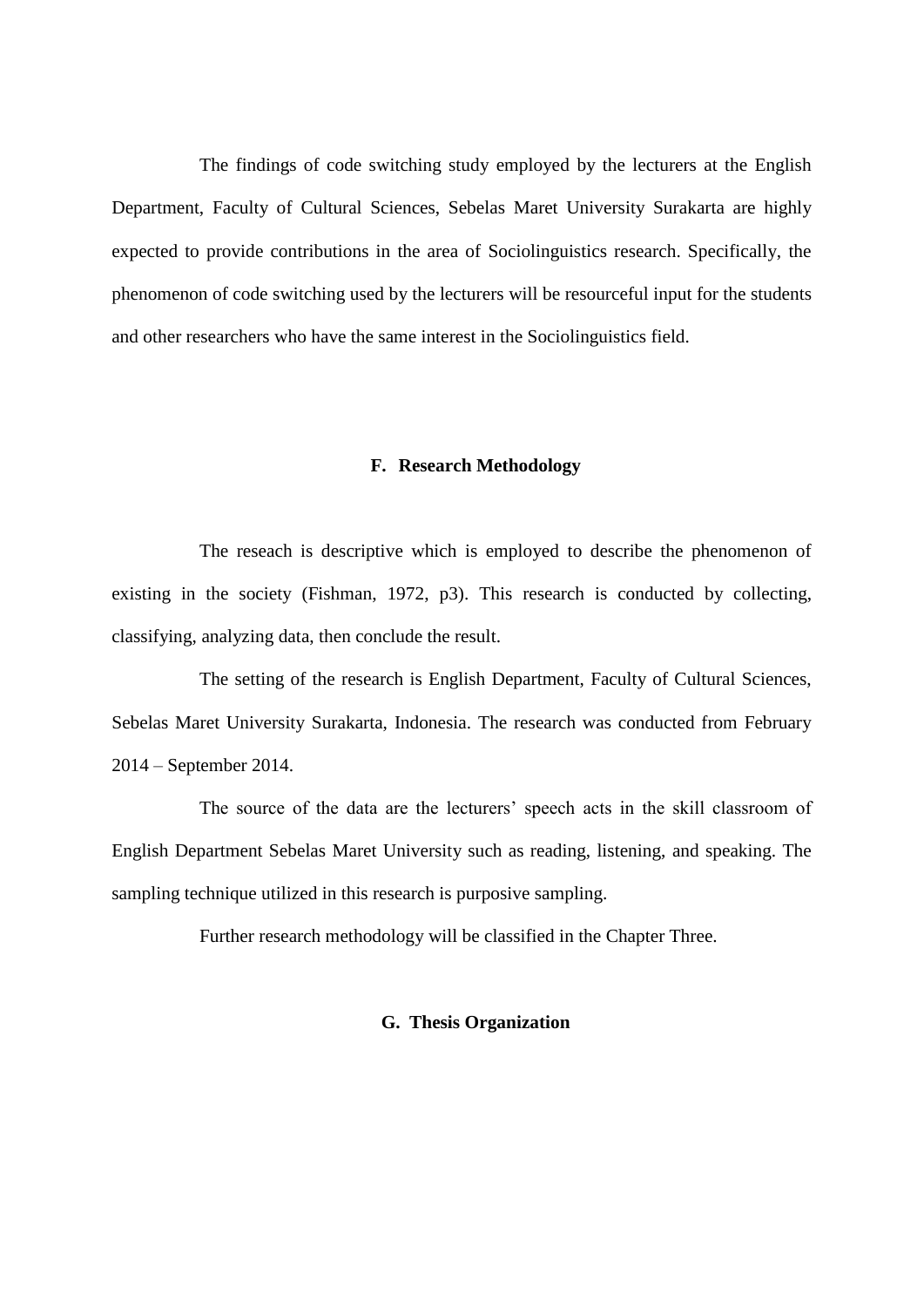The findings of code switching study employed by the lecturers at the English Department, Faculty of Cultural Sciences, Sebelas Maret University Surakarta are highly expected to provide contributions in the area of Sociolinguistics research. Specifically, the phenomenon of code switching used by the lecturers will be resourceful input for the students and other researchers who have the same interest in the Sociolinguistics field.

## F. Research Methodology

The reseach is descriptive which is employed to describe the phenomenon of existing in the society (Fishman, 1972, p3). This research is conducted by collecting, classifying, analyzing data, then conclude the result.

The setting of the research is English Department, Faculty of Cultural Sciences, Sebelas Maret University Surakarta, Indonesia. The research was conducted from February 2014 – September 2014.

The source of the data are the lecturers' speech acts in the skill classroom of English Department Sebelas Maret University such as reading, listening, and speaking. The sampling technique utilized in this research is purposive sampling.

Further research methodology will be classified in the Chapter Three.

## G. Thesis Organization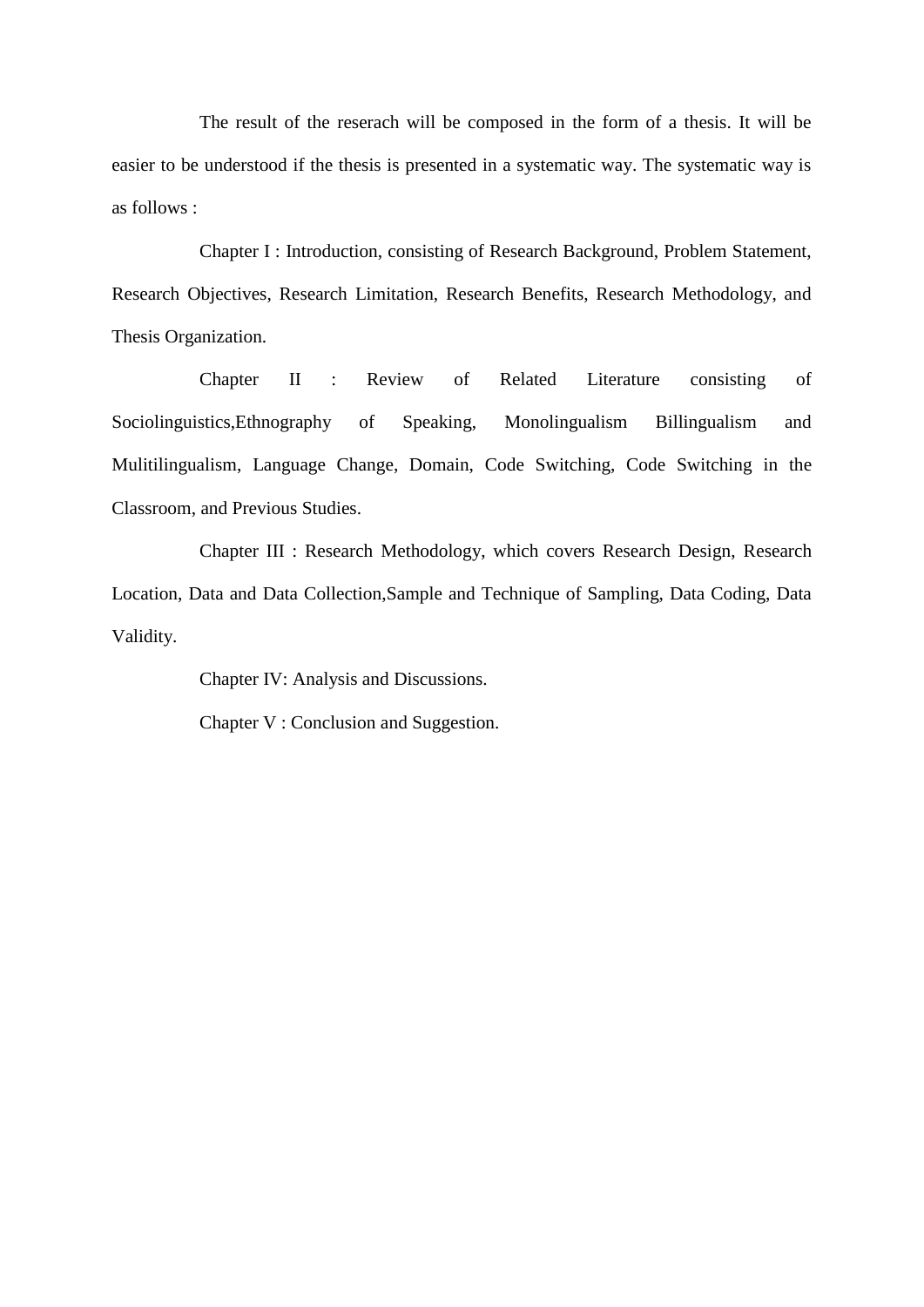The result of the reserach will be composed in the form of a thesis. It will be easier to be understood if the thesis is presented in a systematic way. The systematic way is as follows :

Chapter I : Introduction, consisting of Research Background, Problem Statement, Research Objectives, Research Limitation, Research Benefits, Research Methodology, and Thesis Organization.

Chapter II : Review of Related Literature consisting of Sociolinguistics,Ethnography of Speaking, Monolingualism Billingualism and Mulitilingualism, Language Change, Domain, Code Switching, Code Switching in the Classroom, and Previous Studies.

Chapter III : Research Methodology, which covers Research Design, Research Location, Data and Data Collection,Sample and Technique of Sampling, Data Coding, Data Validity.

Chapter IV: Analysis and Discussions.

Chapter V : Conclusion and Suggestion.